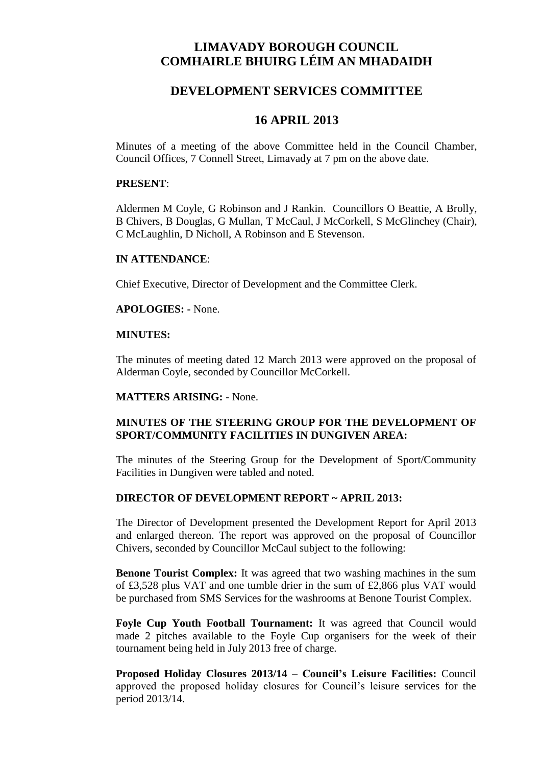# LIMAVADY BOROUGH COUNCIL
# COMHAIRLE BHUIRG LÉIM AN MHADAIDH

## DEVELOPMENT SERVICES COMMITTEE

## 16 APRIL 2013

Minutes of a meeting of the above Committee held in the Council Chamber, Council Offices, 7 Connell Street, Limavady at 7 pm on the above date.

**PRESENT**:

Aldermen M Coyle, G Robinson and J Rankin. Councillors O Beattie, A Brolly, B Chivers, B Douglas, G Mullan, T McCaul, J McCorkell, S McGlinchey (Chair), C McLaughlin, D Nicholl, A Robinson and E Stevenson.

**IN ATTENDANCE**:

Chief Executive, Director of Development and the Committee Clerk.

**APOLOGIES: -** None.

**MINUTES:**

The minutes of meeting dated 12 March 2013 were approved on the proposal of Alderman Coyle, seconded by Councillor McCorkell.

**MATTERS ARISING:** - None.

**MINUTES OF THE STEERING GROUP FOR THE DEVELOPMENT OF SPORT/COMMUNITY FACILITIES IN DUNGIVEN AREA:**

The minutes of the Steering Group for the Development of Sport/Community Facilities in Dungiven were tabled and noted.

**DIRECTOR OF DEVELOPMENT REPORT ~ APRIL 2013:**

The Director of Development presented the Development Report for April 2013 and enlarged thereon. The report was approved on the proposal of Councillor Chivers, seconded by Councillor McCaul subject to the following:

**Benone Tourist Complex:** It was agreed that two washing machines in the sum of £3,528 plus VAT and one tumble drier in the sum of £2,866 plus VAT would be purchased from SMS Services for the washrooms at Benone Tourist Complex.

**Foyle Cup Youth Football Tournament:** It was agreed that Council would made 2 pitches available to the Foyle Cup organisers for the week of their tournament being held in July 2013 free of charge.

**Proposed Holiday Closures 2013/14 – Council's Leisure Facilities:** Council approved the proposed holiday closures for Council's leisure services for the period 2013/14.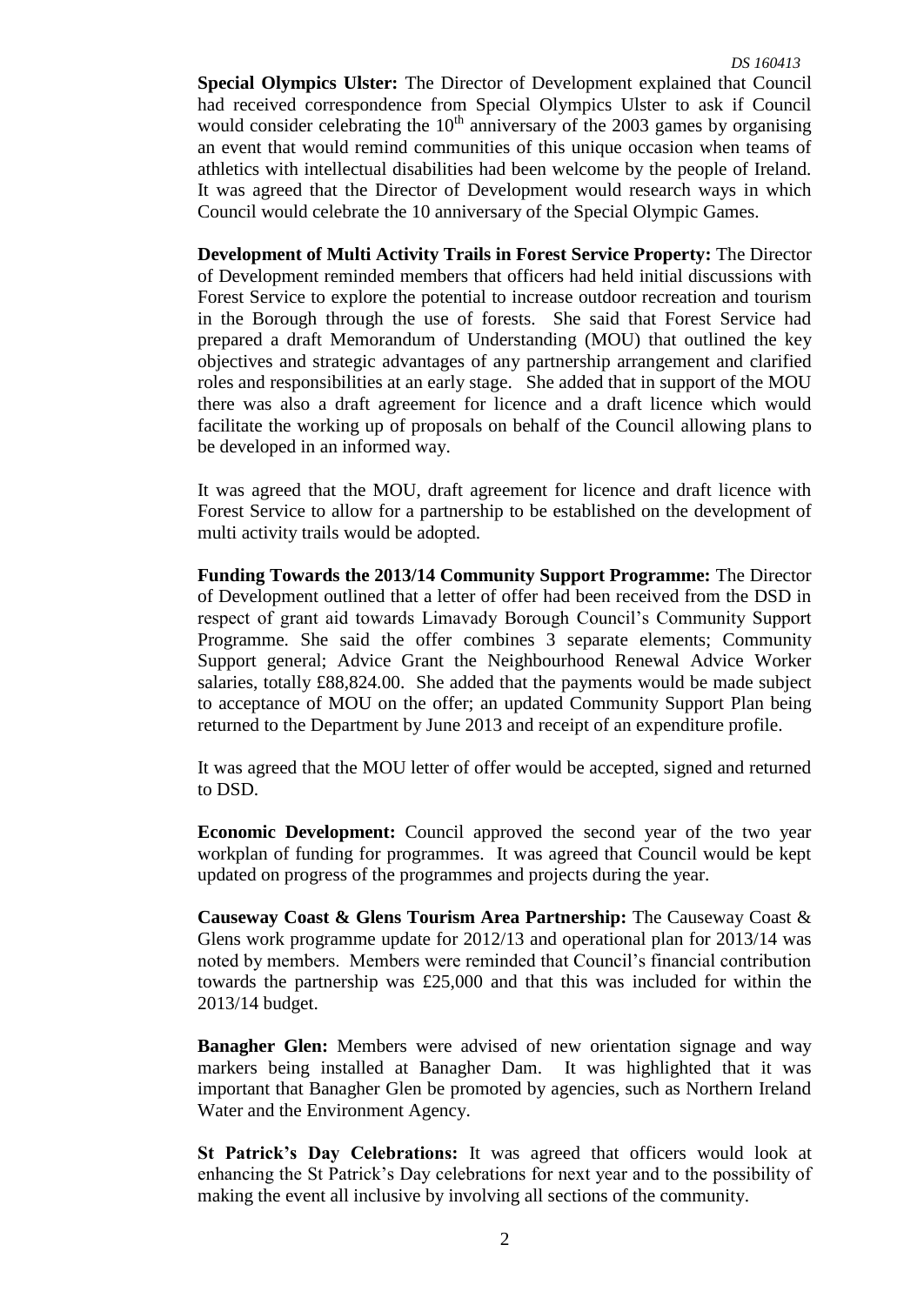**Special Olympics Ulster:** The Director of Development explained that Council had received correspondence from Special Olympics Ulster to ask if Council would consider celebrating the 10th anniversary of the 2003 games by organising an event that would remind communities of this unique occasion when teams of athletics with intellectual disabilities had been welcome by the people of Ireland. It was agreed that the Director of Development would research ways in which Council would celebrate the 10 anniversary of the Special Olympic Games.

**Development of Multi Activity Trails in Forest Service Property:** The Director of Development reminded members that officers had held initial discussions with Forest Service to explore the potential to increase outdoor recreation and tourism in the Borough through the use of forests. She said that Forest Service had prepared a draft Memorandum of Understanding (MOU) that outlined the key objectives and strategic advantages of any partnership arrangement and clarified roles and responsibilities at an early stage. She added that in support of the MOU there was also a draft agreement for licence and a draft licence which would facilitate the working up of proposals on behalf of the Council allowing plans to be developed in an informed way.

It was agreed that the MOU, draft agreement for licence and draft licence with Forest Service to allow for a partnership to be established on the development of multi activity trails would be adopted.

**Funding Towards the 2013/14 Community Support Programme:** The Director of Development outlined that a letter of offer had been received from the DSD in respect of grant aid towards Limavady Borough Council's Community Support Programme. She said the offer combines 3 separate elements; Community Support general; Advice Grant the Neighbourhood Renewal Advice Worker salaries, totally £88,824.00. She added that the payments would be made subject to acceptance of MOU on the offer; an updated Community Support Plan being returned to the Department by June 2013 and receipt of an expenditure profile.

It was agreed that the MOU letter of offer would be accepted, signed and returned to DSD.

**Economic Development:** Council approved the second year of the two year workplan of funding for programmes. It was agreed that Council would be kept updated on progress of the programmes and projects during the year.

**Causeway Coast & Glens Tourism Area Partnership:** The Causeway Coast & Glens work programme update for 2012/13 and operational plan for 2013/14 was noted by members. Members were reminded that Council's financial contribution towards the partnership was £25,000 and that this was included for within the 2013/14 budget.

**Banagher Glen:** Members were advised of new orientation signage and way markers being installed at Banagher Dam. It was highlighted that it was important that Banagher Glen be promoted by agencies, such as Northern Ireland Water and the Environment Agency.

**St Patrick's Day Celebrations:** It was agreed that officers would look at enhancing the St Patrick's Day celebrations for next year and to the possibility of making the event all inclusive by involving all sections of the community.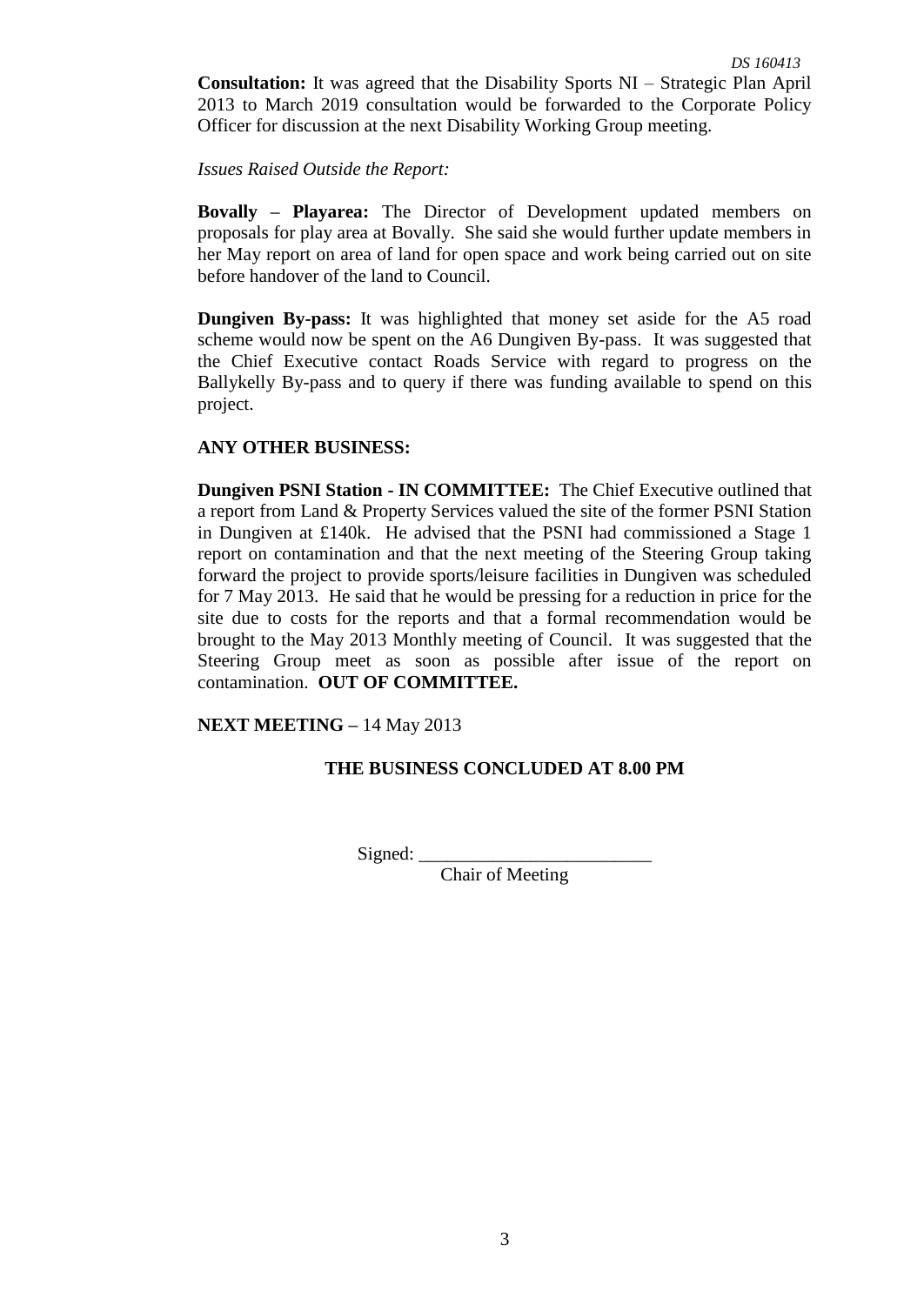**Consultation:** It was agreed that the Disability Sports NI – Strategic Plan April 2013 to March 2019 consultation would be forwarded to the Corporate Policy Officer for discussion at the next Disability Working Group meeting.

*Issues Raised Outside the Report:*

**Bovally – Playarea:** The Director of Development updated members on proposals for play area at Bovally. She said she would further update members in her May report on area of land for open space and work being carried out on site before handover of the land to Council.

**Dungiven By-pass:** It was highlighted that money set aside for the A5 road scheme would now be spent on the A6 Dungiven By-pass. It was suggested that the Chief Executive contact Roads Service with regard to progress on the Ballykelly By-pass and to query if there was funding available to spend on this project.

**ANY OTHER BUSINESS:**

**Dungiven PSNI Station - IN COMMITTEE:** The Chief Executive outlined that a report from Land & Property Services valued the site of the former PSNI Station in Dungiven at £140k. He advised that the PSNI had commissioned a Stage 1 report on contamination and that the next meeting of the Steering Group taking forward the project to provide sports/leisure facilities in Dungiven was scheduled for 7 May 2013. He said that he would be pressing for a reduction in price for the site due to costs for the reports and that a formal recommendation would be brought to the May 2013 Monthly meeting of Council. It was suggested that the Steering Group meet as soon as possible after issue of the report on contamination. **OUT OF COMMITTEE.**

**NEXT MEETING –** 14 May 2013

**THE BUSINESS CONCLUDED AT 8.00 PM**

Signed: _________________________

Chair of Meeting